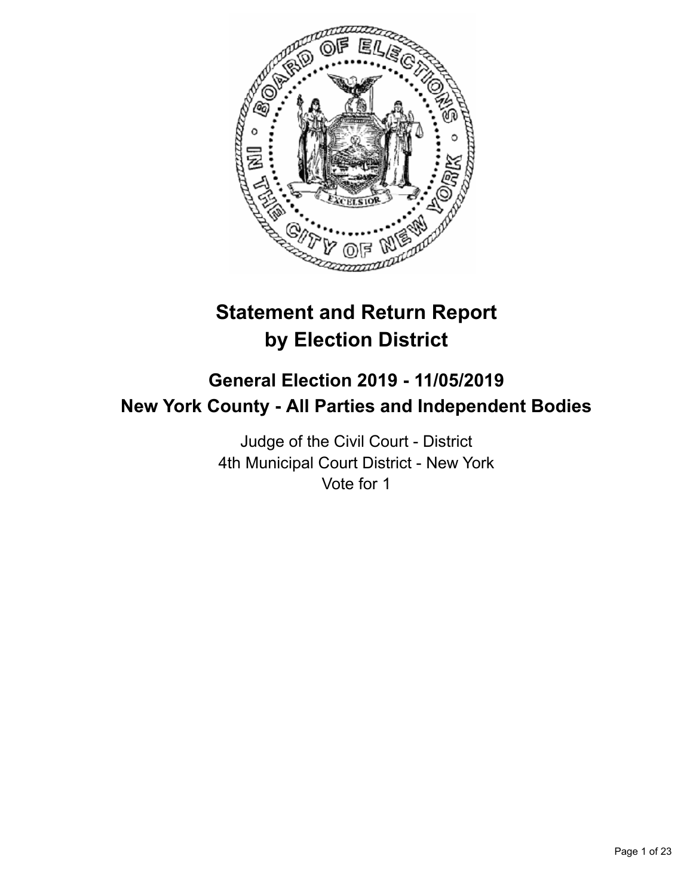# Statement and Return Report by Election District

## General Election 2019 - 11/05/2019
## New York County - All Parties and Independent Bodies

Judge of the Civil Court - District
4th Municipal Court District - New York
Vote for 1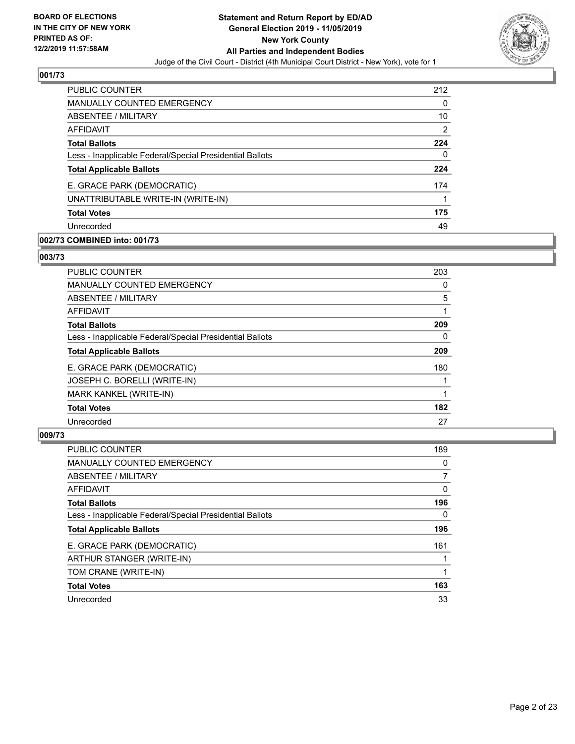### 001/73

| | |
|---|---|
| PUBLIC COUNTER | 212 |
| MANUALLY COUNTED EMERGENCY | 0 |
| ABSENTEE / MILITARY | 10 |
| AFFIDAVIT | 2 |
| **Total Ballots** | **224** |
| Less - Inapplicable Federal/Special Presidential Ballots | 0 |
| **Total Applicable Ballots** | **224** |
| E. GRACE PARK (DEMOCRATIC) | 174 |
| UNATTRIBUTABLE WRITE-IN (WRITE-IN) | 1 |
| **Total Votes** | **175** |
| Unrecorded | 49 |

### 002/73 COMBINED into: 001/73

### 003/73

| | |
|---|---|
| PUBLIC COUNTER | 203 |
| MANUALLY COUNTED EMERGENCY | 0 |
| ABSENTEE / MILITARY | 5 |
| AFFIDAVIT | 1 |
| **Total Ballots** | **209** |
| Less - Inapplicable Federal/Special Presidential Ballots | 0 |
| **Total Applicable Ballots** | **209** |
| E. GRACE PARK (DEMOCRATIC) | 180 |
| JOSEPH C. BORELLI (WRITE-IN) | 1 |
| MARK KANKEL (WRITE-IN) | 1 |
| **Total Votes** | **182** |
| Unrecorded | 27 |

### 009/73

| | |
|---|---|
| PUBLIC COUNTER | 189 |
| MANUALLY COUNTED EMERGENCY | 0 |
| ABSENTEE / MILITARY | 7 |
| AFFIDAVIT | 0 |
| **Total Ballots** | **196** |
| Less - Inapplicable Federal/Special Presidential Ballots | 0 |
| **Total Applicable Ballots** | **196** |
| E. GRACE PARK (DEMOCRATIC) | 161 |
| ARTHUR STANGER (WRITE-IN) | 1 |
| TOM CRANE (WRITE-IN) | 1 |
| **Total Votes** | **163** |
| Unrecorded | 33 |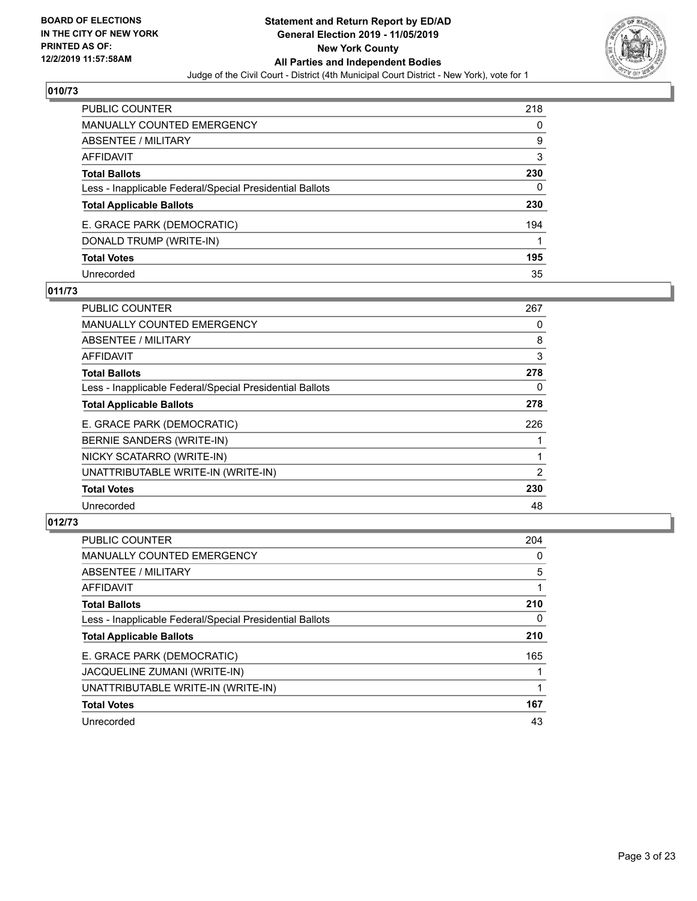**BOARD OF ELECTIONS IN THE CITY OF NEW YORK PRINTED AS OF: 12/2/2019 11:57:58AM**

**Statement and Return Report by ED/AD General Election 2019 - 11/05/2019 New York County All Parties and Independent Bodies**

Judge of the Civil Court - District (4th Municipal Court District - New York), vote for 1

## 010/73

| | |
|---|---|
| PUBLIC COUNTER | 218 |
| MANUALLY COUNTED EMERGENCY | 0 |
| ABSENTEE / MILITARY | 9 |
| AFFIDAVIT | 3 |
| **Total Ballots** | **230** |
| Less - Inapplicable Federal/Special Presidential Ballots | 0 |
| **Total Applicable Ballots** | **230** |
| E. GRACE PARK (DEMOCRATIC) | 194 |
| DONALD TRUMP (WRITE-IN) | 1 |
| **Total Votes** | **195** |
| Unrecorded | 35 |

## 011/73

| | |
|---|---|
| PUBLIC COUNTER | 267 |
| MANUALLY COUNTED EMERGENCY | 0 |
| ABSENTEE / MILITARY | 8 |
| AFFIDAVIT | 3 |
| **Total Ballots** | **278** |
| Less - Inapplicable Federal/Special Presidential Ballots | 0 |
| **Total Applicable Ballots** | **278** |
| E. GRACE PARK (DEMOCRATIC) | 226 |
| BERNIE SANDERS (WRITE-IN) | 1 |
| NICKY SCATARRO (WRITE-IN) | 1 |
| UNATTRIBUTABLE WRITE-IN (WRITE-IN) | 2 |
| **Total Votes** | **230** |
| Unrecorded | 48 |

## 012/73

| | |
|---|---|
| PUBLIC COUNTER | 204 |
| MANUALLY COUNTED EMERGENCY | 0 |
| ABSENTEE / MILITARY | 5 |
| AFFIDAVIT | 1 |
| **Total Ballots** | **210** |
| Less - Inapplicable Federal/Special Presidential Ballots | 0 |
| **Total Applicable Ballots** | **210** |
| E. GRACE PARK (DEMOCRATIC) | 165 |
| JACQUELINE ZUMANI (WRITE-IN) | 1 |
| UNATTRIBUTABLE WRITE-IN (WRITE-IN) | 1 |
| **Total Votes** | **167** |
| Unrecorded | 43 |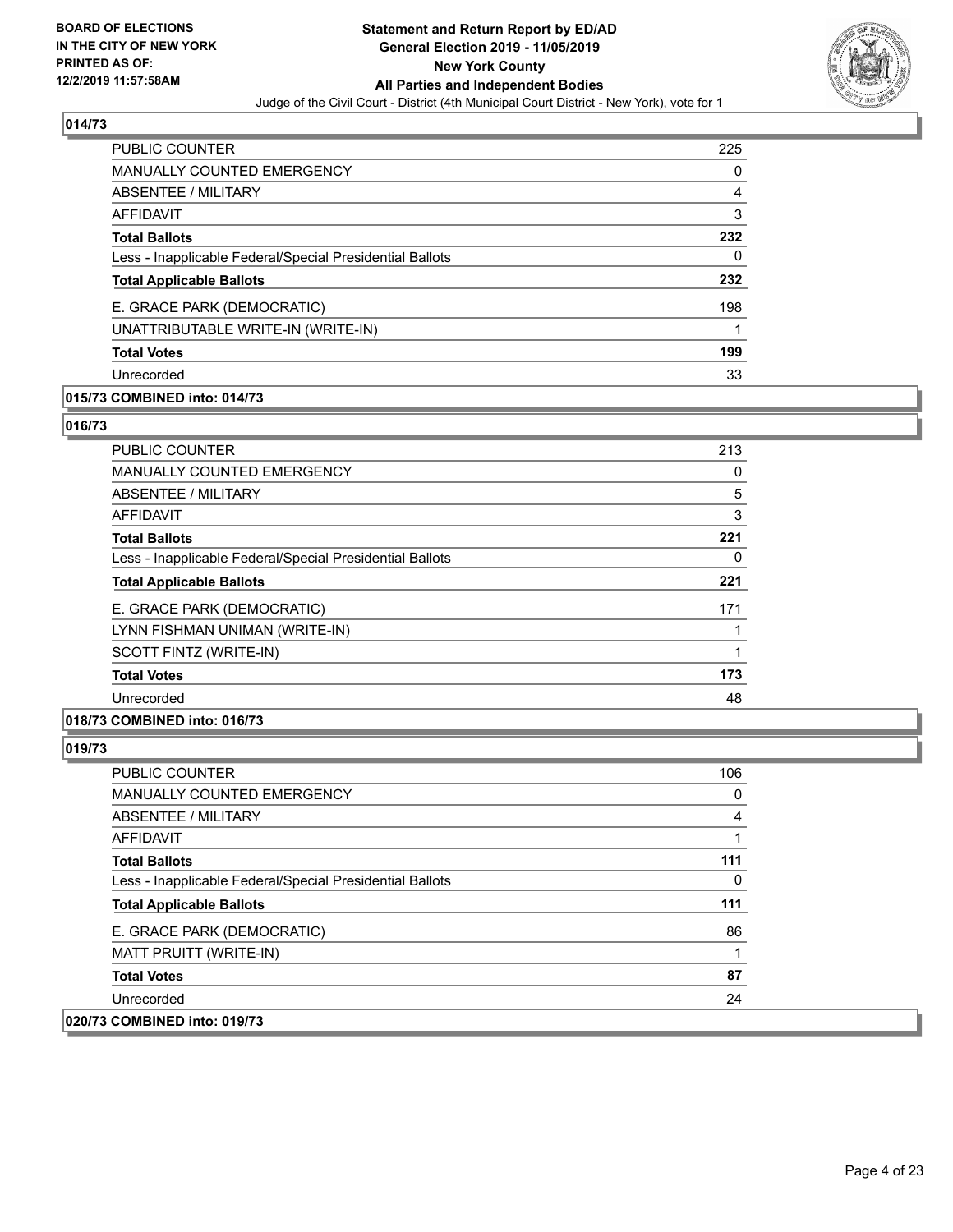**Statement and Return Report by ED/AD**
**General Election 2019 - 11/05/2019**
**New York County**
**All Parties and Independent Bodies**
Judge of the Civil Court - District (4th Municipal Court District - New York), vote for 1

BOARD OF ELECTIONS IN THE CITY OF NEW YORK PRINTED AS OF: 12/2/2019 11:57:58AM

## 014/73

| | |
|---|---|
| PUBLIC COUNTER | 225 |
| MANUALLY COUNTED EMERGENCY | 0 |
| ABSENTEE / MILITARY | 4 |
| AFFIDAVIT | 3 |
| **Total Ballots** | **232** |
| Less - Inapplicable Federal/Special Presidential Ballots | 0 |
| **Total Applicable Ballots** | **232** |
| E. GRACE PARK (DEMOCRATIC) | 198 |
| UNATTRIBUTABLE WRITE-IN (WRITE-IN) | 1 |
| **Total Votes** | **199** |
| Unrecorded | 33 |

**015/73 COMBINED into: 014/73**

## 016/73

| | |
|---|---|
| PUBLIC COUNTER | 213 |
| MANUALLY COUNTED EMERGENCY | 0 |
| ABSENTEE / MILITARY | 5 |
| AFFIDAVIT | 3 |
| **Total Ballots** | **221** |
| Less - Inapplicable Federal/Special Presidential Ballots | 0 |
| **Total Applicable Ballots** | **221** |
| E. GRACE PARK (DEMOCRATIC) | 171 |
| LYNN FISHMAN UNIMAN (WRITE-IN) | 1 |
| SCOTT FINTZ (WRITE-IN) | 1 |
| **Total Votes** | **173** |
| Unrecorded | 48 |

**018/73 COMBINED into: 016/73**

## 019/73

| | |
|---|---|
| PUBLIC COUNTER | 106 |
| MANUALLY COUNTED EMERGENCY | 0 |
| ABSENTEE / MILITARY | 4 |
| AFFIDAVIT | 1 |
| **Total Ballots** | **111** |
| Less - Inapplicable Federal/Special Presidential Ballots | 0 |
| **Total Applicable Ballots** | **111** |
| E. GRACE PARK (DEMOCRATIC) | 86 |
| MATT PRUITT (WRITE-IN) | 1 |
| **Total Votes** | **87** |
| Unrecorded | 24 |

**020/73 COMBINED into: 019/73**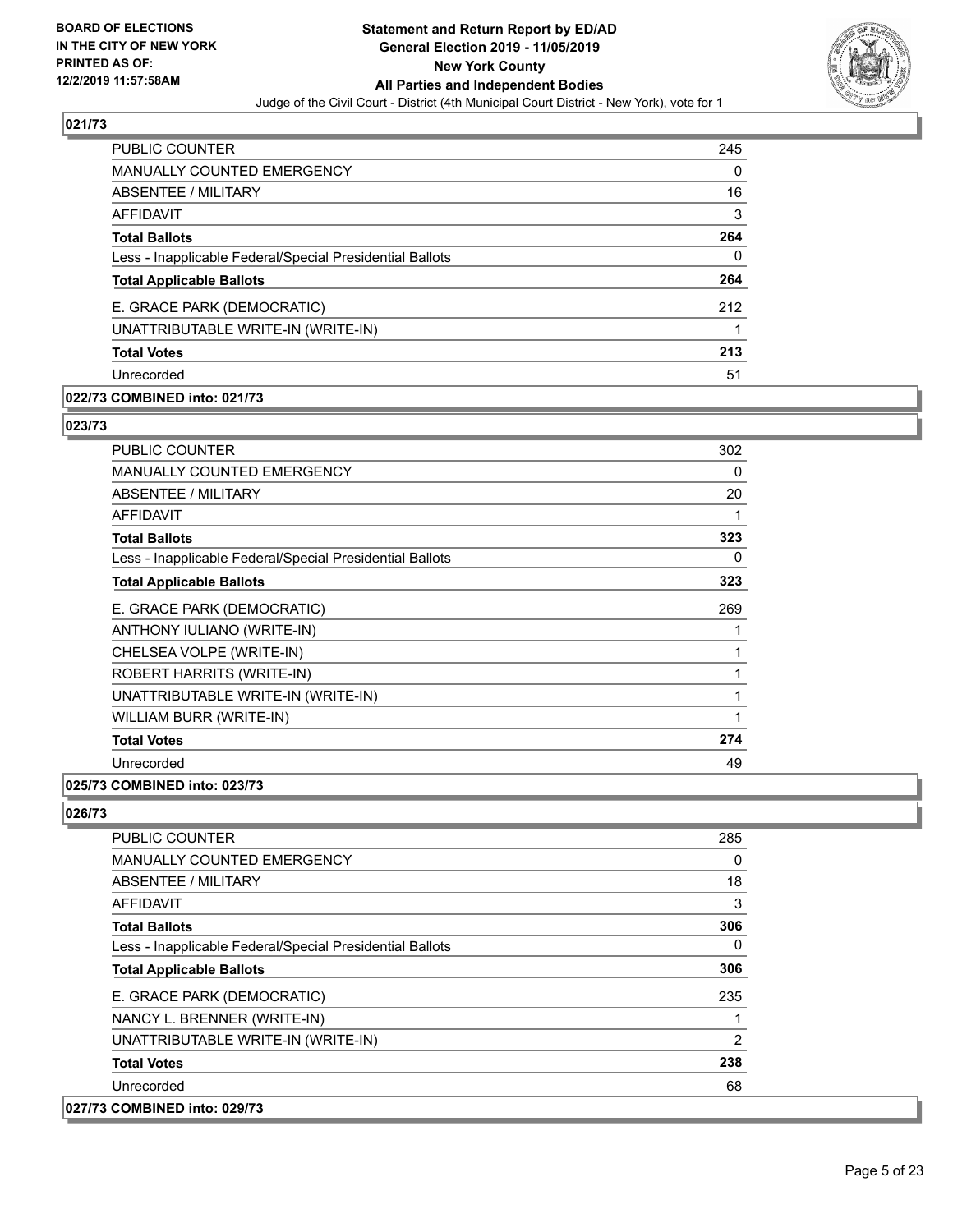**BOARD OF ELECTIONS IN THE CITY OF NEW YORK PRINTED AS OF: 12/2/2019 11:57:58AM**

**Statement and Return Report by ED/AD**
**General Election 2019 - 11/05/2019**
**New York County**
**All Parties and Independent Bodies**
Judge of the Civil Court - District (4th Municipal Court District - New York), vote for 1

### 021/73

| | |
|---|---|
| PUBLIC COUNTER | 245 |
| MANUALLY COUNTED EMERGENCY | 0 |
| ABSENTEE / MILITARY | 16 |
| AFFIDAVIT | 3 |
| **Total Ballots** | **264** |
| Less - Inapplicable Federal/Special Presidential Ballots | 0 |
| **Total Applicable Ballots** | **264** |
| E. GRACE PARK (DEMOCRATIC) | 212 |
| UNATTRIBUTABLE WRITE-IN (WRITE-IN) | 1 |
| **Total Votes** | **213** |
| Unrecorded | 51 |

### 022/73 COMBINED into: 021/73

### 023/73

| | |
|---|---|
| PUBLIC COUNTER | 302 |
| MANUALLY COUNTED EMERGENCY | 0 |
| ABSENTEE / MILITARY | 20 |
| AFFIDAVIT | 1 |
| **Total Ballots** | **323** |
| Less - Inapplicable Federal/Special Presidential Ballots | 0 |
| **Total Applicable Ballots** | **323** |
| E. GRACE PARK (DEMOCRATIC) | 269 |
| ANTHONY IULIANO (WRITE-IN) | 1 |
| CHELSEA VOLPE (WRITE-IN) | 1 |
| ROBERT HARRITS (WRITE-IN) | 1 |
| UNATTRIBUTABLE WRITE-IN (WRITE-IN) | 1 |
| WILLIAM BURR (WRITE-IN) | 1 |
| **Total Votes** | **274** |
| Unrecorded | 49 |

### 025/73 COMBINED into: 023/73

### 026/73

| | |
|---|---|
| PUBLIC COUNTER | 285 |
| MANUALLY COUNTED EMERGENCY | 0 |
| ABSENTEE / MILITARY | 18 |
| AFFIDAVIT | 3 |
| **Total Ballots** | **306** |
| Less - Inapplicable Federal/Special Presidential Ballots | 0 |
| **Total Applicable Ballots** | **306** |
| E. GRACE PARK (DEMOCRATIC) | 235 |
| NANCY L. BRENNER (WRITE-IN) | 1 |
| UNATTRIBUTABLE WRITE-IN (WRITE-IN) | 2 |
| **Total Votes** | **238** |
| Unrecorded | 68 |

### 027/73 COMBINED into: 029/73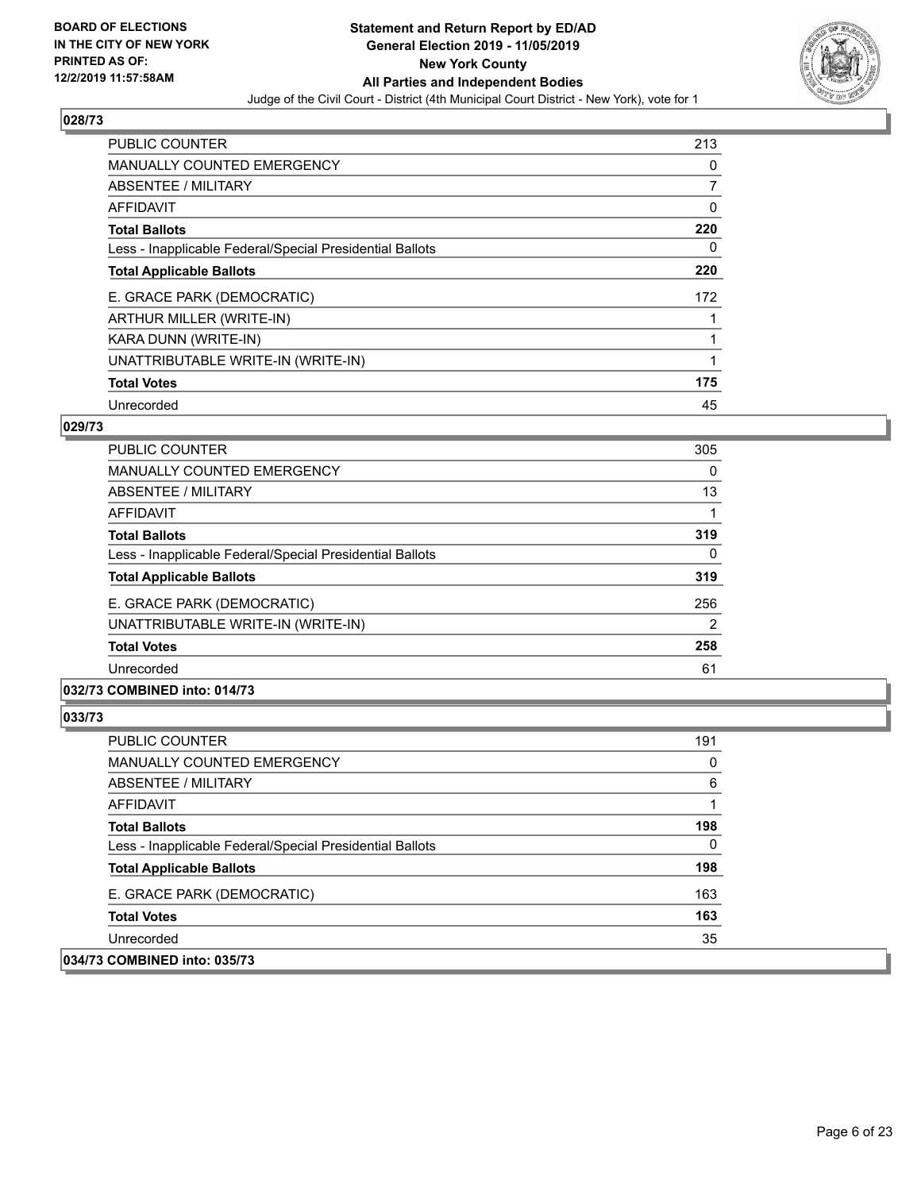**BOARD OF ELECTIONS IN THE CITY OF NEW YORK PRINTED AS OF: 12/2/2019 11:57:58AM**

**Statement and Return Report by ED/AD General Election 2019 - 11/05/2019 New York County All Parties and Independent Bodies**

Judge of the Civil Court - District (4th Municipal Court District - New York), vote for 1

### 028/73

| | |
|---|---|
| PUBLIC COUNTER | 213 |
| MANUALLY COUNTED EMERGENCY | 0 |
| ABSENTEE / MILITARY | 7 |
| AFFIDAVIT | 0 |
| **Total Ballots** | **220** |
| Less - Inapplicable Federal/Special Presidential Ballots | 0 |
| **Total Applicable Ballots** | **220** |
| E. GRACE PARK (DEMOCRATIC) | 172 |
| ARTHUR MILLER (WRITE-IN) | 1 |
| KARA DUNN (WRITE-IN) | 1 |
| UNATTRIBUTABLE WRITE-IN (WRITE-IN) | 1 |
| **Total Votes** | **175** |
| Unrecorded | 45 |

### 029/73

| | |
|---|---|
| PUBLIC COUNTER | 305 |
| MANUALLY COUNTED EMERGENCY | 0 |
| ABSENTEE / MILITARY | 13 |
| AFFIDAVIT | 1 |
| **Total Ballots** | **319** |
| Less - Inapplicable Federal/Special Presidential Ballots | 0 |
| **Total Applicable Ballots** | **319** |
| E. GRACE PARK (DEMOCRATIC) | 256 |
| UNATTRIBUTABLE WRITE-IN (WRITE-IN) | 2 |
| **Total Votes** | **258** |
| Unrecorded | 61 |

### 032/73 COMBINED into: 014/73

### 033/73

| | |
|---|---|
| PUBLIC COUNTER | 191 |
| MANUALLY COUNTED EMERGENCY | 0 |
| ABSENTEE / MILITARY | 6 |
| AFFIDAVIT | 1 |
| **Total Ballots** | **198** |
| Less - Inapplicable Federal/Special Presidential Ballots | 0 |
| **Total Applicable Ballots** | **198** |
| E. GRACE PARK (DEMOCRATIC) | 163 |
| **Total Votes** | **163** |
| Unrecorded | 35 |

### 034/73 COMBINED into: 035/73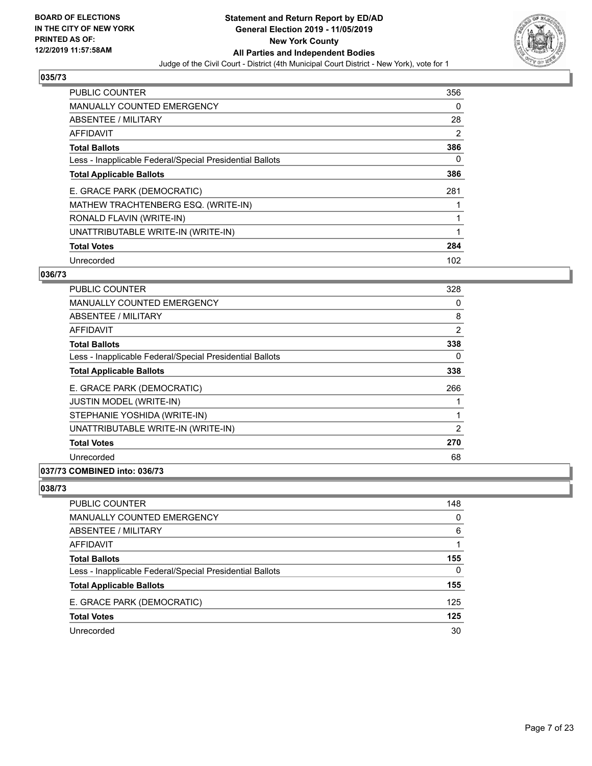BOARD OF ELECTIONS
IN THE CITY OF NEW YORK
PRINTED AS OF:
12/2/2019 11:57:58AM

**Statement and Return Report by ED/AD**
**General Election 2019 - 11/05/2019**
**New York County**
**All Parties and Independent Bodies**
Judge of the Civil Court - District (4th Municipal Court District - New York), vote for 1

### 035/73

| | |
|---|---|
| PUBLIC COUNTER | 356 |
| MANUALLY COUNTED EMERGENCY | 0 |
| ABSENTEE / MILITARY | 28 |
| AFFIDAVIT | 2 |
| **Total Ballots** | **386** |
| Less - Inapplicable Federal/Special Presidential Ballots | 0 |
| **Total Applicable Ballots** | **386** |
| E. GRACE PARK (DEMOCRATIC) | 281 |
| MATHEW TRACHTENBERG ESQ. (WRITE-IN) | 1 |
| RONALD FLAVIN (WRITE-IN) | 1 |
| UNATTRIBUTABLE WRITE-IN (WRITE-IN) | 1 |
| **Total Votes** | **284** |
| Unrecorded | 102 |

### 036/73

| | |
|---|---|
| PUBLIC COUNTER | 328 |
| MANUALLY COUNTED EMERGENCY | 0 |
| ABSENTEE / MILITARY | 8 |
| AFFIDAVIT | 2 |
| **Total Ballots** | **338** |
| Less - Inapplicable Federal/Special Presidential Ballots | 0 |
| **Total Applicable Ballots** | **338** |
| E. GRACE PARK (DEMOCRATIC) | 266 |
| JUSTIN MODEL (WRITE-IN) | 1 |
| STEPHANIE YOSHIDA (WRITE-IN) | 1 |
| UNATTRIBUTABLE WRITE-IN (WRITE-IN) | 2 |
| **Total Votes** | **270** |
| Unrecorded | 68 |

### 037/73 COMBINED into: 036/73

### 038/73

| | |
|---|---|
| PUBLIC COUNTER | 148 |
| MANUALLY COUNTED EMERGENCY | 0 |
| ABSENTEE / MILITARY | 6 |
| AFFIDAVIT | 1 |
| **Total Ballots** | **155** |
| Less - Inapplicable Federal/Special Presidential Ballots | 0 |
| **Total Applicable Ballots** | **155** |
| E. GRACE PARK (DEMOCRATIC) | 125 |
| **Total Votes** | **125** |
| Unrecorded | 30 |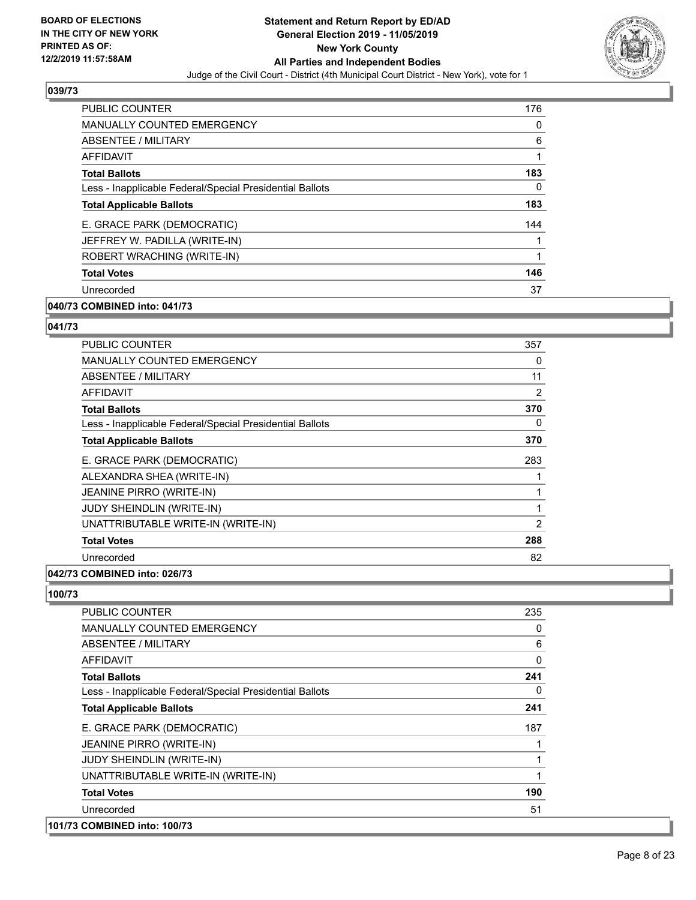**BOARD OF ELECTIONS IN THE CITY OF NEW YORK PRINTED AS OF: 12/2/2019 11:57:58AM**

**Statement and Return Report by ED/AD General Election 2019 - 11/05/2019 New York County All Parties and Independent Bodies**

Judge of the Civil Court - District (4th Municipal Court District - New York), vote for 1

### 039/73

| | |
|---|---|
| PUBLIC COUNTER | 176 |
| MANUALLY COUNTED EMERGENCY | 0 |
| ABSENTEE / MILITARY | 6 |
| AFFIDAVIT | 1 |
| **Total Ballots** | **183** |
| Less - Inapplicable Federal/Special Presidential Ballots | 0 |
| **Total Applicable Ballots** | **183** |
| E. GRACE PARK (DEMOCRATIC) | 144 |
| JEFFREY W. PADILLA (WRITE-IN) | 1 |
| ROBERT WRACHING (WRITE-IN) | 1 |
| **Total Votes** | **146** |
| Unrecorded | 37 |

### 040/73 COMBINED into: 041/73

### 041/73

| | |
|---|---|
| PUBLIC COUNTER | 357 |
| MANUALLY COUNTED EMERGENCY | 0 |
| ABSENTEE / MILITARY | 11 |
| AFFIDAVIT | 2 |
| **Total Ballots** | **370** |
| Less - Inapplicable Federal/Special Presidential Ballots | 0 |
| **Total Applicable Ballots** | **370** |
| E. GRACE PARK (DEMOCRATIC) | 283 |
| ALEXANDRA SHEA (WRITE-IN) | 1 |
| JEANINE PIRRO (WRITE-IN) | 1 |
| JUDY SHEINDLIN (WRITE-IN) | 1 |
| UNATTRIBUTABLE WRITE-IN (WRITE-IN) | 2 |
| **Total Votes** | **288** |
| Unrecorded | 82 |

### 042/73 COMBINED into: 026/73

### 100/73

| | |
|---|---|
| PUBLIC COUNTER | 235 |
| MANUALLY COUNTED EMERGENCY | 0 |
| ABSENTEE / MILITARY | 6 |
| AFFIDAVIT | 0 |
| **Total Ballots** | **241** |
| Less - Inapplicable Federal/Special Presidential Ballots | 0 |
| **Total Applicable Ballots** | **241** |
| E. GRACE PARK (DEMOCRATIC) | 187 |
| JEANINE PIRRO (WRITE-IN) | 1 |
| JUDY SHEINDLIN (WRITE-IN) | 1 |
| UNATTRIBUTABLE WRITE-IN (WRITE-IN) | 1 |
| **Total Votes** | **190** |
| Unrecorded | 51 |

### 101/73 COMBINED into: 100/73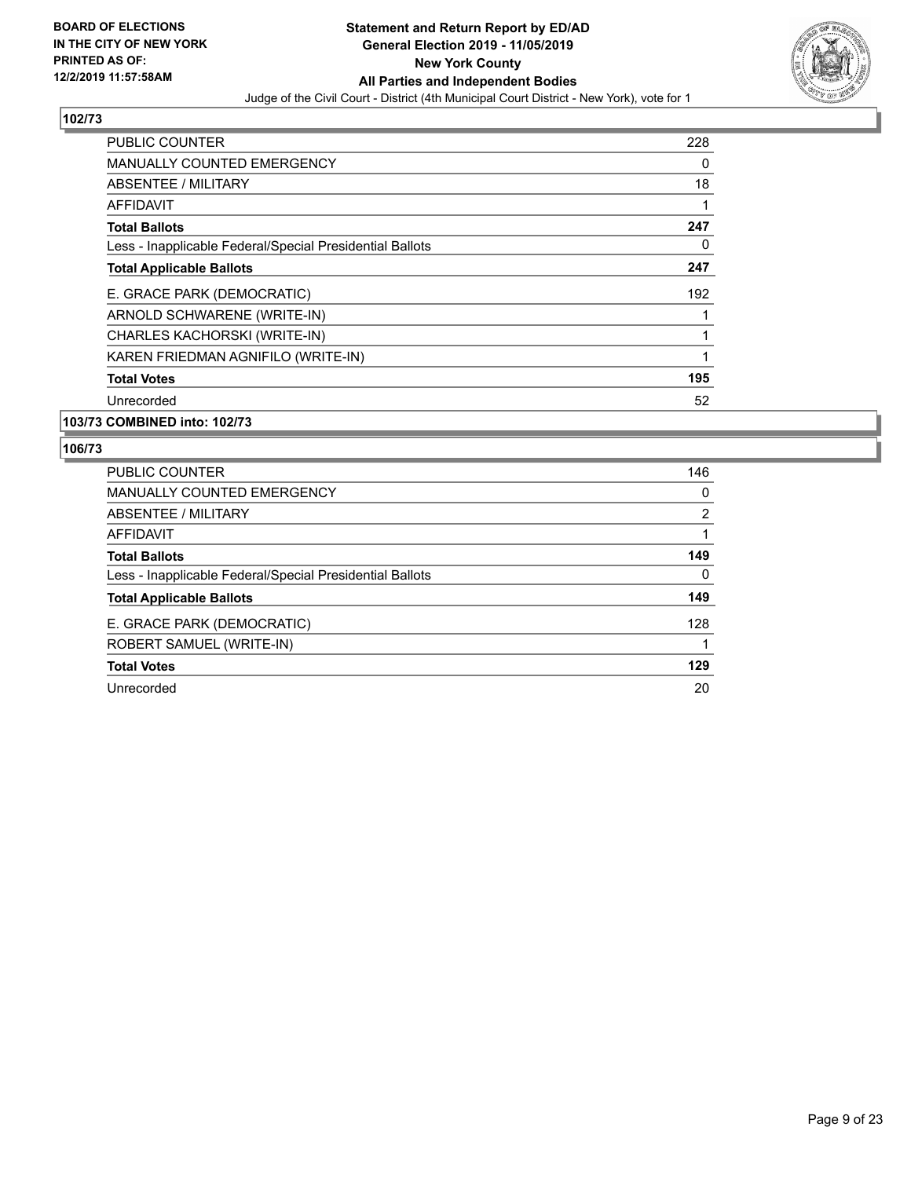**BOARD OF ELECTIONS IN THE CITY OF NEW YORK PRINTED AS OF: 12/2/2019 11:57:58AM**

**Statement and Return Report by ED/AD**
**General Election 2019 - 11/05/2019**
**New York County**
**All Parties and Independent Bodies**
Judge of the Civil Court - District (4th Municipal Court District - New York), vote for 1

## 102/73

| | |
|---|---|
| PUBLIC COUNTER | 228 |
| MANUALLY COUNTED EMERGENCY | 0 |
| ABSENTEE / MILITARY | 18 |
| AFFIDAVIT | 1 |
| **Total Ballots** | **247** |
| Less - Inapplicable Federal/Special Presidential Ballots | 0 |
| **Total Applicable Ballots** | **247** |
| E. GRACE PARK (DEMOCRATIC) | 192 |
| ARNOLD SCHWARENE (WRITE-IN) | 1 |
| CHARLES KACHORSKI (WRITE-IN) | 1 |
| KAREN FRIEDMAN AGNIFILO (WRITE-IN) | 1 |
| **Total Votes** | **195** |
| Unrecorded | 52 |

## 103/73 COMBINED into: 102/73

## 106/73

| | |
|---|---|
| PUBLIC COUNTER | 146 |
| MANUALLY COUNTED EMERGENCY | 0 |
| ABSENTEE / MILITARY | 2 |
| AFFIDAVIT | 1 |
| **Total Ballots** | **149** |
| Less - Inapplicable Federal/Special Presidential Ballots | 0 |
| **Total Applicable Ballots** | **149** |
| E. GRACE PARK (DEMOCRATIC) | 128 |
| ROBERT SAMUEL (WRITE-IN) | 1 |
| **Total Votes** | **129** |
| Unrecorded | 20 |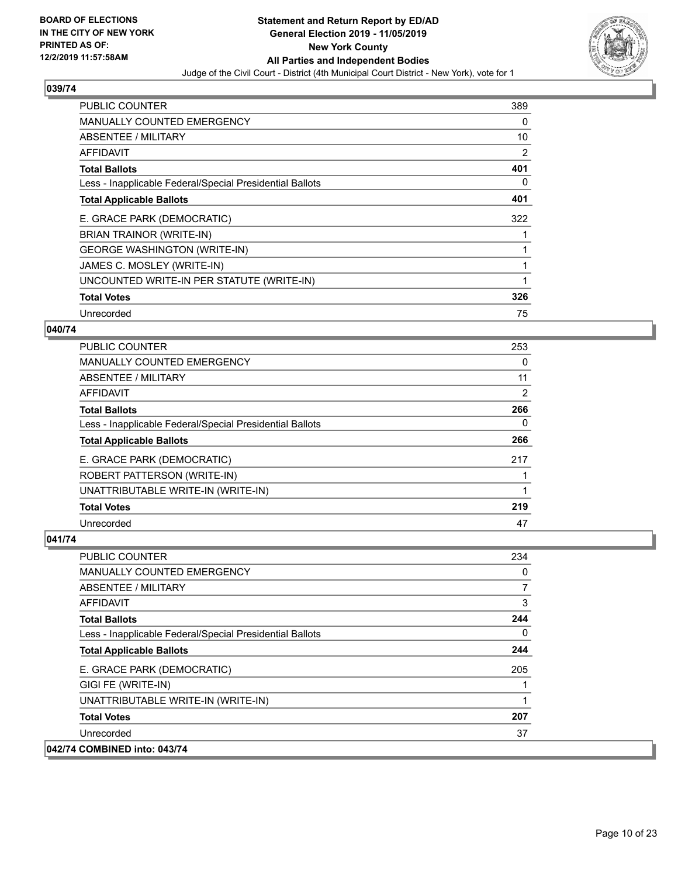### 039/74

| | |
|---|---|
| PUBLIC COUNTER | 389 |
| MANUALLY COUNTED EMERGENCY | 0 |
| ABSENTEE / MILITARY | 10 |
| AFFIDAVIT | 2 |
| **Total Ballots** | **401** |
| Less - Inapplicable Federal/Special Presidential Ballots | 0 |
| **Total Applicable Ballots** | **401** |
| E. GRACE PARK (DEMOCRATIC) | 322 |
| BRIAN TRAINOR (WRITE-IN) | 1 |
| GEORGE WASHINGTON (WRITE-IN) | 1 |
| JAMES C. MOSLEY (WRITE-IN) | 1 |
| UNCOUNTED WRITE-IN PER STATUTE (WRITE-IN) | 1 |
| **Total Votes** | **326** |
| Unrecorded | 75 |

### 040/74

| | |
|---|---|
| PUBLIC COUNTER | 253 |
| MANUALLY COUNTED EMERGENCY | 0 |
| ABSENTEE / MILITARY | 11 |
| AFFIDAVIT | 2 |
| **Total Ballots** | **266** |
| Less - Inapplicable Federal/Special Presidential Ballots | 0 |
| **Total Applicable Ballots** | **266** |
| E. GRACE PARK (DEMOCRATIC) | 217 |
| ROBERT PATTERSON (WRITE-IN) | 1 |
| UNATTRIBUTABLE WRITE-IN (WRITE-IN) | 1 |
| **Total Votes** | **219** |
| Unrecorded | 47 |

### 041/74

| | |
|---|---|
| PUBLIC COUNTER | 234 |
| MANUALLY COUNTED EMERGENCY | 0 |
| ABSENTEE / MILITARY | 7 |
| AFFIDAVIT | 3 |
| **Total Ballots** | **244** |
| Less - Inapplicable Federal/Special Presidential Ballots | 0 |
| **Total Applicable Ballots** | **244** |
| E. GRACE PARK (DEMOCRATIC) | 205 |
| GIGI FE (WRITE-IN) | 1 |
| UNATTRIBUTABLE WRITE-IN (WRITE-IN) | 1 |
| **Total Votes** | **207** |
| Unrecorded | 37 |

### 042/74 COMBINED into: 043/74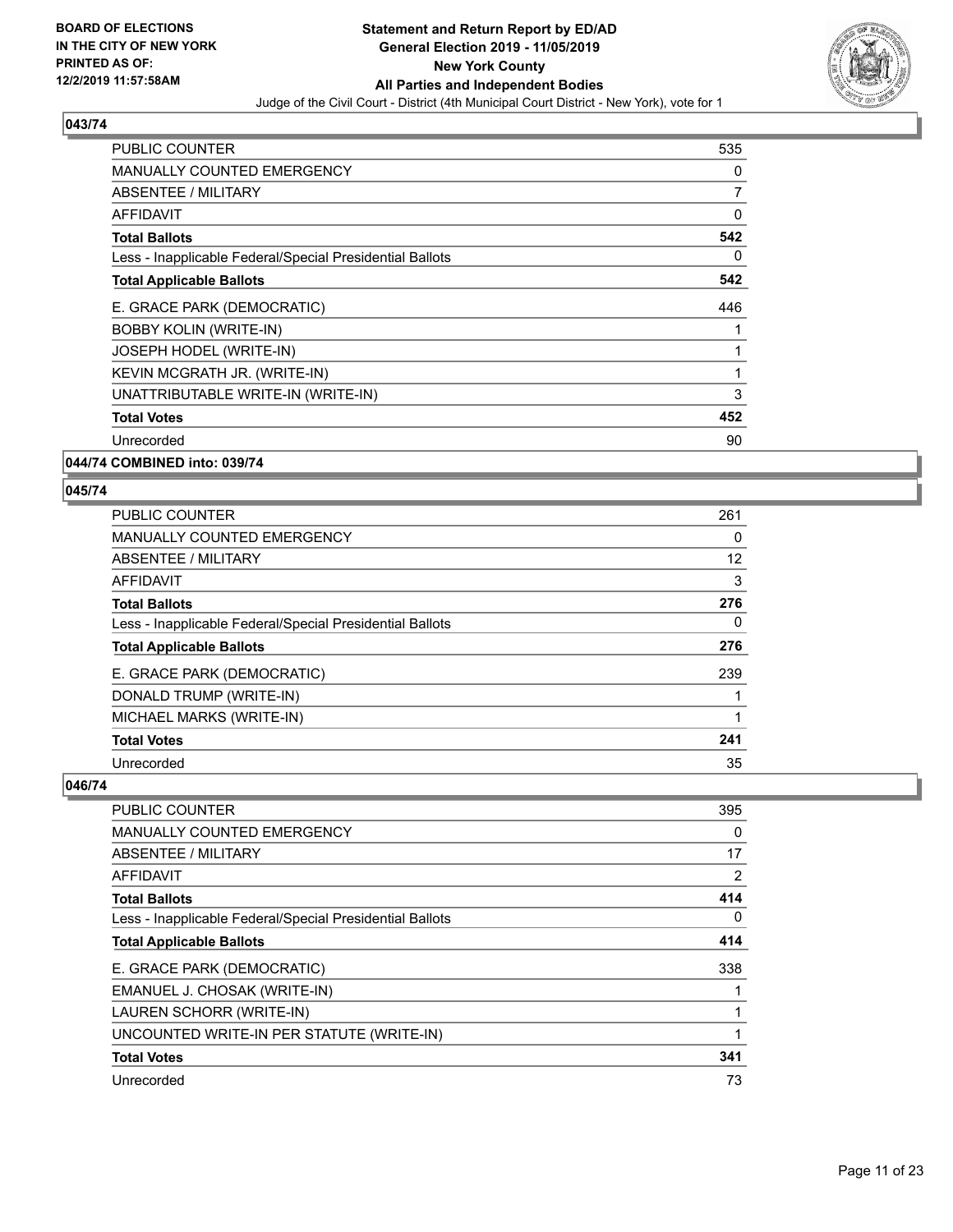## 043/74

| | |
|---|---|
| PUBLIC COUNTER | 535 |
| MANUALLY COUNTED EMERGENCY | 0 |
| ABSENTEE / MILITARY | 7 |
| AFFIDAVIT | 0 |
| **Total Ballots** | **542** |
| Less - Inapplicable Federal/Special Presidential Ballots | 0 |
| **Total Applicable Ballots** | **542** |
| E. GRACE PARK (DEMOCRATIC) | 446 |
| BOBBY KOLIN (WRITE-IN) | 1 |
| JOSEPH HODEL (WRITE-IN) | 1 |
| KEVIN MCGRATH JR. (WRITE-IN) | 1 |
| UNATTRIBUTABLE WRITE-IN (WRITE-IN) | 3 |
| **Total Votes** | **452** |
| Unrecorded | 90 |

## 044/74 COMBINED into: 039/74

## 045/74

| | |
|---|---|
| PUBLIC COUNTER | 261 |
| MANUALLY COUNTED EMERGENCY | 0 |
| ABSENTEE / MILITARY | 12 |
| AFFIDAVIT | 3 |
| **Total Ballots** | **276** |
| Less - Inapplicable Federal/Special Presidential Ballots | 0 |
| **Total Applicable Ballots** | **276** |
| E. GRACE PARK (DEMOCRATIC) | 239 |
| DONALD TRUMP (WRITE-IN) | 1 |
| MICHAEL MARKS (WRITE-IN) | 1 |
| **Total Votes** | **241** |
| Unrecorded | 35 |

## 046/74

| | |
|---|---|
| PUBLIC COUNTER | 395 |
| MANUALLY COUNTED EMERGENCY | 0 |
| ABSENTEE / MILITARY | 17 |
| AFFIDAVIT | 2 |
| **Total Ballots** | **414** |
| Less - Inapplicable Federal/Special Presidential Ballots | 0 |
| **Total Applicable Ballots** | **414** |
| E. GRACE PARK (DEMOCRATIC) | 338 |
| EMANUEL J. CHOSAK (WRITE-IN) | 1 |
| LAUREN SCHORR (WRITE-IN) | 1 |
| UNCOUNTED WRITE-IN PER STATUTE (WRITE-IN) | 1 |
| **Total Votes** | **341** |
| Unrecorded | 73 |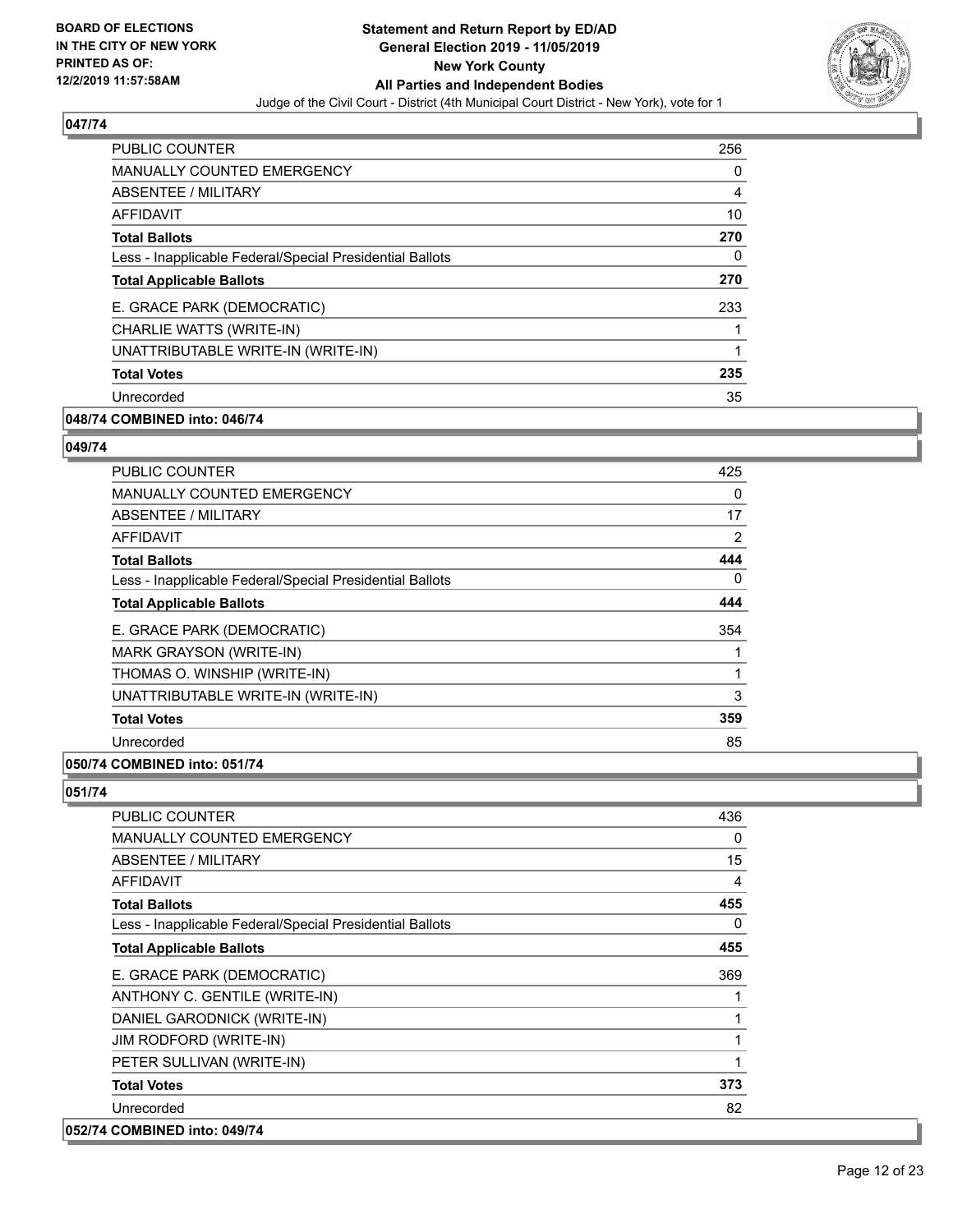### 047/74

| | |
|---|---|
| PUBLIC COUNTER | 256 |
| MANUALLY COUNTED EMERGENCY | 0 |
| ABSENTEE / MILITARY | 4 |
| AFFIDAVIT | 10 |
| **Total Ballots** | **270** |
| Less - Inapplicable Federal/Special Presidential Ballots | 0 |
| **Total Applicable Ballots** | **270** |
| E. GRACE PARK (DEMOCRATIC) | 233 |
| CHARLIE WATTS (WRITE-IN) | 1 |
| UNATTRIBUTABLE WRITE-IN (WRITE-IN) | 1 |
| **Total Votes** | **235** |
| Unrecorded | 35 |

**048/74 COMBINED into: 046/74**

### 049/74

| | |
|---|---|
| PUBLIC COUNTER | 425 |
| MANUALLY COUNTED EMERGENCY | 0 |
| ABSENTEE / MILITARY | 17 |
| AFFIDAVIT | 2 |
| **Total Ballots** | **444** |
| Less - Inapplicable Federal/Special Presidential Ballots | 0 |
| **Total Applicable Ballots** | **444** |
| E. GRACE PARK (DEMOCRATIC) | 354 |
| MARK GRAYSON (WRITE-IN) | 1 |
| THOMAS O. WINSHIP (WRITE-IN) | 1 |
| UNATTRIBUTABLE WRITE-IN (WRITE-IN) | 3 |
| **Total Votes** | **359** |
| Unrecorded | 85 |

**050/74 COMBINED into: 051/74**

### 051/74

| | |
|---|---|
| PUBLIC COUNTER | 436 |
| MANUALLY COUNTED EMERGENCY | 0 |
| ABSENTEE / MILITARY | 15 |
| AFFIDAVIT | 4 |
| **Total Ballots** | **455** |
| Less - Inapplicable Federal/Special Presidential Ballots | 0 |
| **Total Applicable Ballots** | **455** |
| E. GRACE PARK (DEMOCRATIC) | 369 |
| ANTHONY C. GENTILE (WRITE-IN) | 1 |
| DANIEL GARODNICK (WRITE-IN) | 1 |
| JIM RODFORD (WRITE-IN) | 1 |
| PETER SULLIVAN (WRITE-IN) | 1 |
| **Total Votes** | **373** |
| Unrecorded | 82 |

**052/74 COMBINED into: 049/74**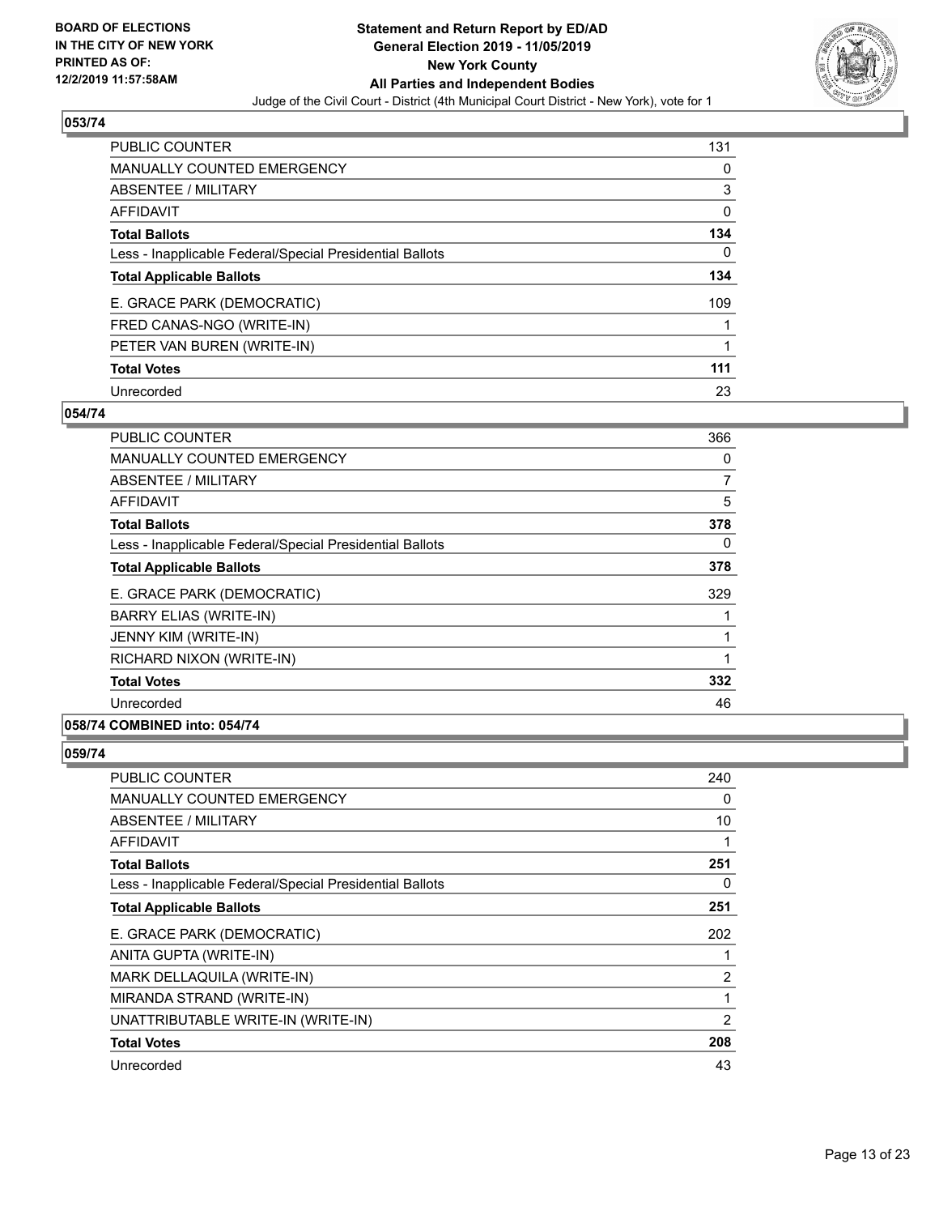**BOARD OF ELECTIONS IN THE CITY OF NEW YORK PRINTED AS OF: 12/2/2019 11:57:58AM**

# Statement and Return Report by ED/AD
## General Election 2019 - 11/05/2019
## New York County
## All Parties and Independent Bodies
Judge of the Civil Court - District (4th Municipal Court District - New York), vote for 1

### 053/74

| | |
|---|---|
| PUBLIC COUNTER | 131 |
| MANUALLY COUNTED EMERGENCY | 0 |
| ABSENTEE / MILITARY | 3 |
| AFFIDAVIT | 0 |
| **Total Ballots** | **134** |
| Less - Inapplicable Federal/Special Presidential Ballots | 0 |
| **Total Applicable Ballots** | **134** |
| E. GRACE PARK (DEMOCRATIC) | 109 |
| FRED CANAS-NGO (WRITE-IN) | 1 |
| PETER VAN BUREN (WRITE-IN) | 1 |
| **Total Votes** | **111** |
| Unrecorded | 23 |

### 054/74

| | |
|---|---|
| PUBLIC COUNTER | 366 |
| MANUALLY COUNTED EMERGENCY | 0 |
| ABSENTEE / MILITARY | 7 |
| AFFIDAVIT | 5 |
| **Total Ballots** | **378** |
| Less - Inapplicable Federal/Special Presidential Ballots | 0 |
| **Total Applicable Ballots** | **378** |
| E. GRACE PARK (DEMOCRATIC) | 329 |
| BARRY ELIAS (WRITE-IN) | 1 |
| JENNY KIM (WRITE-IN) | 1 |
| RICHARD NIXON (WRITE-IN) | 1 |
| **Total Votes** | **332** |
| Unrecorded | 46 |

### 058/74 COMBINED into: 054/74

### 059/74

| | |
|---|---|
| PUBLIC COUNTER | 240 |
| MANUALLY COUNTED EMERGENCY | 0 |
| ABSENTEE / MILITARY | 10 |
| AFFIDAVIT | 1 |
| **Total Ballots** | **251** |
| Less - Inapplicable Federal/Special Presidential Ballots | 0 |
| **Total Applicable Ballots** | **251** |
| E. GRACE PARK (DEMOCRATIC) | 202 |
| ANITA GUPTA (WRITE-IN) | 1 |
| MARK DELLAQUILA (WRITE-IN) | 2 |
| MIRANDA STRAND (WRITE-IN) | 1 |
| UNATTRIBUTABLE WRITE-IN (WRITE-IN) | 2 |
| **Total Votes** | **208** |
| Unrecorded | 43 |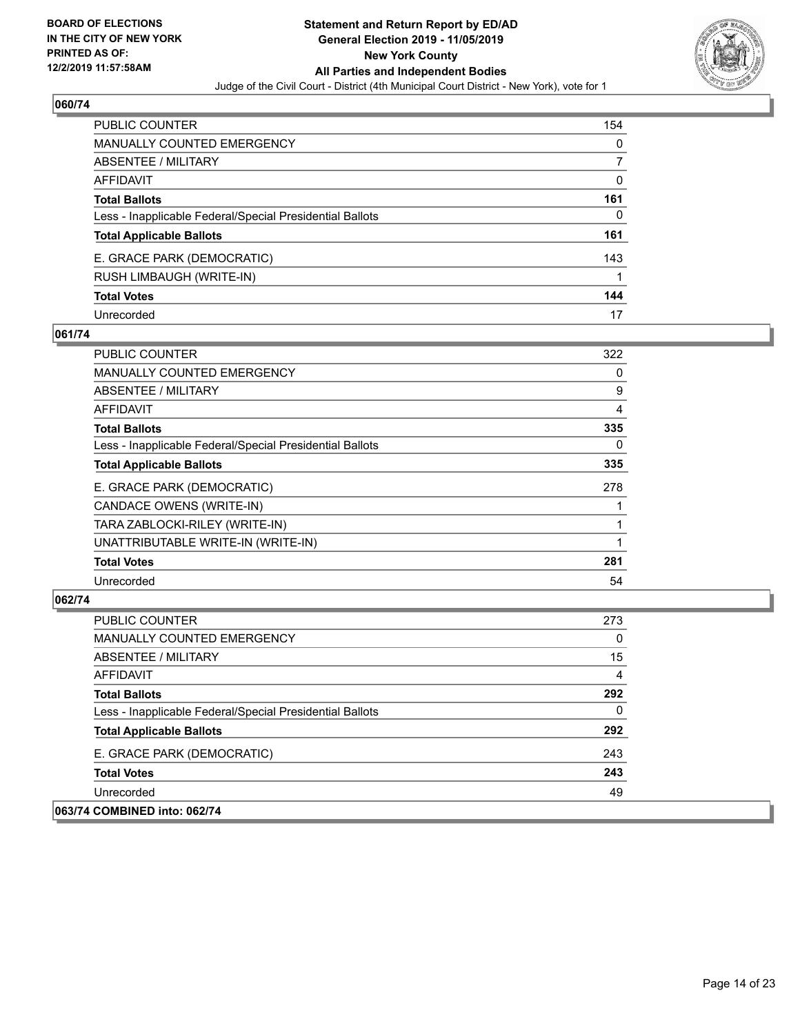**BOARD OF ELECTIONS IN THE CITY OF NEW YORK PRINTED AS OF: 12/2/2019 11:57:58AM**

**Statement and Return Report by ED/AD General Election 2019 - 11/05/2019 New York County All Parties and Independent Bodies**

Judge of the Civil Court - District (4th Municipal Court District - New York), vote for 1

## 060/74

| | |
|---|---|
| PUBLIC COUNTER | 154 |
| MANUALLY COUNTED EMERGENCY | 0 |
| ABSENTEE / MILITARY | 7 |
| AFFIDAVIT | 0 |
| **Total Ballots** | **161** |
| Less - Inapplicable Federal/Special Presidential Ballots | 0 |
| **Total Applicable Ballots** | **161** |
| E. GRACE PARK (DEMOCRATIC) | 143 |
| RUSH LIMBAUGH (WRITE-IN) | 1 |
| **Total Votes** | **144** |
| Unrecorded | 17 |

## 061/74

| | |
|---|---|
| PUBLIC COUNTER | 322 |
| MANUALLY COUNTED EMERGENCY | 0 |
| ABSENTEE / MILITARY | 9 |
| AFFIDAVIT | 4 |
| **Total Ballots** | **335** |
| Less - Inapplicable Federal/Special Presidential Ballots | 0 |
| **Total Applicable Ballots** | **335** |
| E. GRACE PARK (DEMOCRATIC) | 278 |
| CANDACE OWENS (WRITE-IN) | 1 |
| TARA ZABLOCKI-RILEY (WRITE-IN) | 1 |
| UNATTRIBUTABLE WRITE-IN (WRITE-IN) | 1 |
| **Total Votes** | **281** |
| Unrecorded | 54 |

## 062/74

| | |
|---|---|
| PUBLIC COUNTER | 273 |
| MANUALLY COUNTED EMERGENCY | 0 |
| ABSENTEE / MILITARY | 15 |
| AFFIDAVIT | 4 |
| **Total Ballots** | **292** |
| Less - Inapplicable Federal/Special Presidential Ballots | 0 |
| **Total Applicable Ballots** | **292** |
| E. GRACE PARK (DEMOCRATIC) | 243 |
| **Total Votes** | **243** |
| Unrecorded | 49 |

## 063/74 COMBINED into: 062/74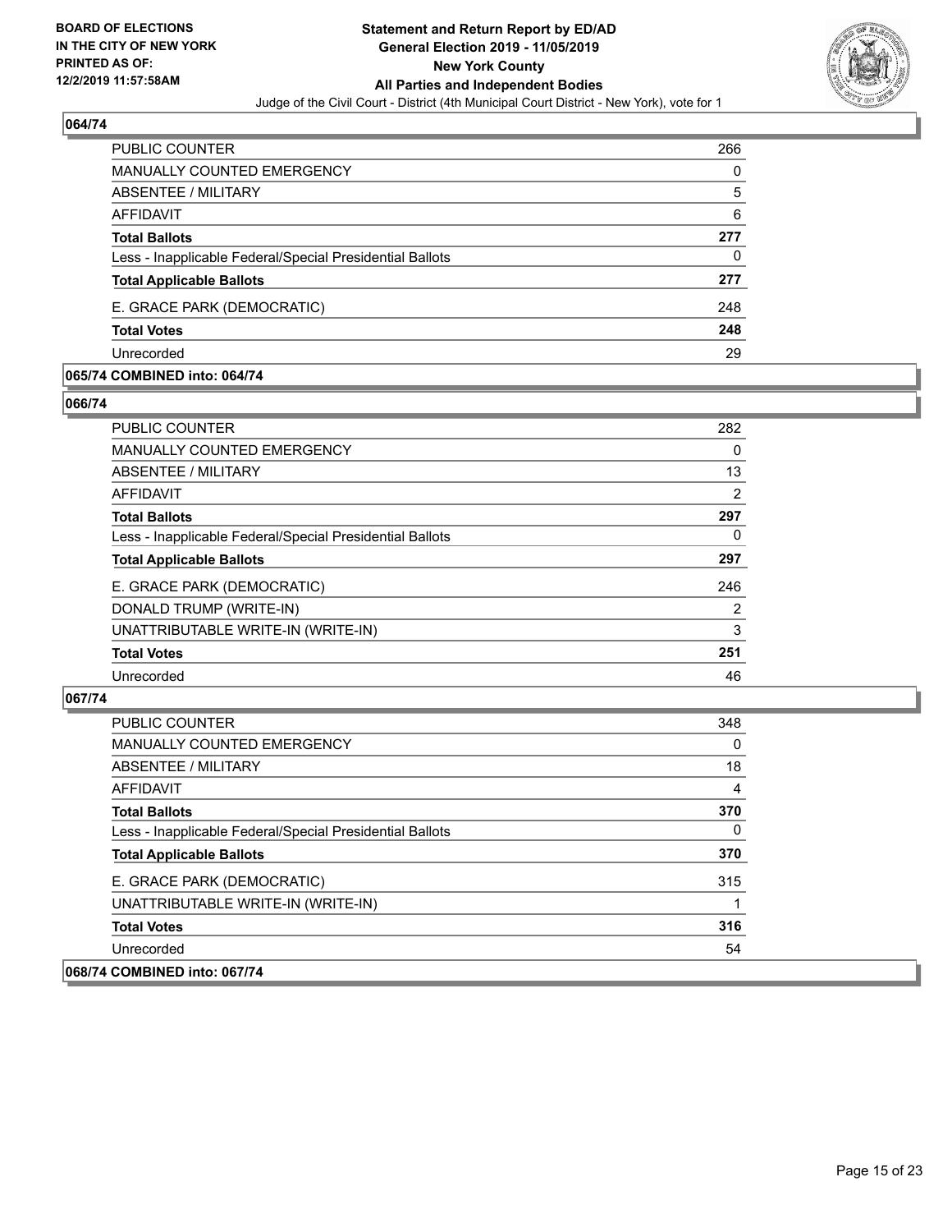## 064/74

| | |
|---|---|
| PUBLIC COUNTER | 266 |
| MANUALLY COUNTED EMERGENCY | 0 |
| ABSENTEE / MILITARY | 5 |
| AFFIDAVIT | 6 |
| **Total Ballots** | **277** |
| Less - Inapplicable Federal/Special Presidential Ballots | 0 |
| **Total Applicable Ballots** | **277** |
| E. GRACE PARK (DEMOCRATIC) | 248 |
| **Total Votes** | **248** |
| Unrecorded | 29 |

## 065/74 COMBINED into: 064/74

## 066/74

| | |
|---|---|
| PUBLIC COUNTER | 282 |
| MANUALLY COUNTED EMERGENCY | 0 |
| ABSENTEE / MILITARY | 13 |
| AFFIDAVIT | 2 |
| **Total Ballots** | **297** |
| Less - Inapplicable Federal/Special Presidential Ballots | 0 |
| **Total Applicable Ballots** | **297** |
| E. GRACE PARK (DEMOCRATIC) | 246 |
| DONALD TRUMP (WRITE-IN) | 2 |
| UNATTRIBUTABLE WRITE-IN (WRITE-IN) | 3 |
| **Total Votes** | **251** |
| Unrecorded | 46 |

## 067/74

| | |
|---|---|
| PUBLIC COUNTER | 348 |
| MANUALLY COUNTED EMERGENCY | 0 |
| ABSENTEE / MILITARY | 18 |
| AFFIDAVIT | 4 |
| **Total Ballots** | **370** |
| Less - Inapplicable Federal/Special Presidential Ballots | 0 |
| **Total Applicable Ballots** | **370** |
| E. GRACE PARK (DEMOCRATIC) | 315 |
| UNATTRIBUTABLE WRITE-IN (WRITE-IN) | 1 |
| **Total Votes** | **316** |
| Unrecorded | 54 |

## 068/74 COMBINED into: 067/74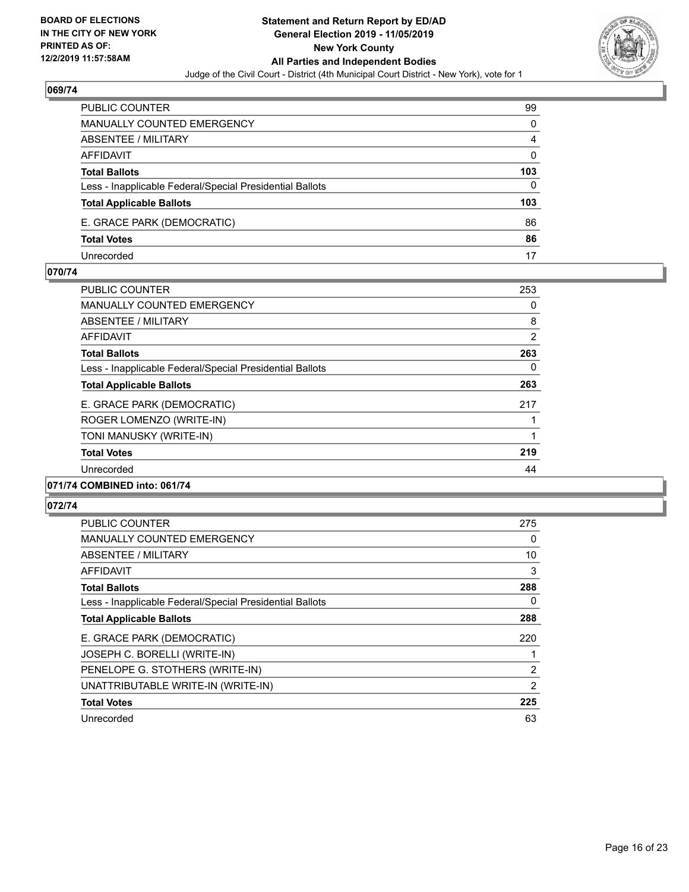### 069/74

| | |
|---|---|
| PUBLIC COUNTER | 99 |
| MANUALLY COUNTED EMERGENCY | 0 |
| ABSENTEE / MILITARY | 4 |
| AFFIDAVIT | 0 |
| **Total Ballots** | **103** |
| Less - Inapplicable Federal/Special Presidential Ballots | 0 |
| **Total Applicable Ballots** | **103** |
| E. GRACE PARK (DEMOCRATIC) | 86 |
| **Total Votes** | **86** |
| Unrecorded | 17 |

### 070/74

| | |
|---|---|
| PUBLIC COUNTER | 253 |
| MANUALLY COUNTED EMERGENCY | 0 |
| ABSENTEE / MILITARY | 8 |
| AFFIDAVIT | 2 |
| **Total Ballots** | **263** |
| Less - Inapplicable Federal/Special Presidential Ballots | 0 |
| **Total Applicable Ballots** | **263** |
| E. GRACE PARK (DEMOCRATIC) | 217 |
| ROGER LOMENZO (WRITE-IN) | 1 |
| TONI MANUSKY (WRITE-IN) | 1 |
| **Total Votes** | **219** |
| Unrecorded | 44 |

### 071/74 COMBINED into: 061/74

### 072/74

| | |
|---|---|
| PUBLIC COUNTER | 275 |
| MANUALLY COUNTED EMERGENCY | 0 |
| ABSENTEE / MILITARY | 10 |
| AFFIDAVIT | 3 |
| **Total Ballots** | **288** |
| Less - Inapplicable Federal/Special Presidential Ballots | 0 |
| **Total Applicable Ballots** | **288** |
| E. GRACE PARK (DEMOCRATIC) | 220 |
| JOSEPH C. BORELLI (WRITE-IN) | 1 |
| PENELOPE G. STOTHERS (WRITE-IN) | 2 |
| UNATTRIBUTABLE WRITE-IN (WRITE-IN) | 2 |
| **Total Votes** | **225** |
| Unrecorded | 63 |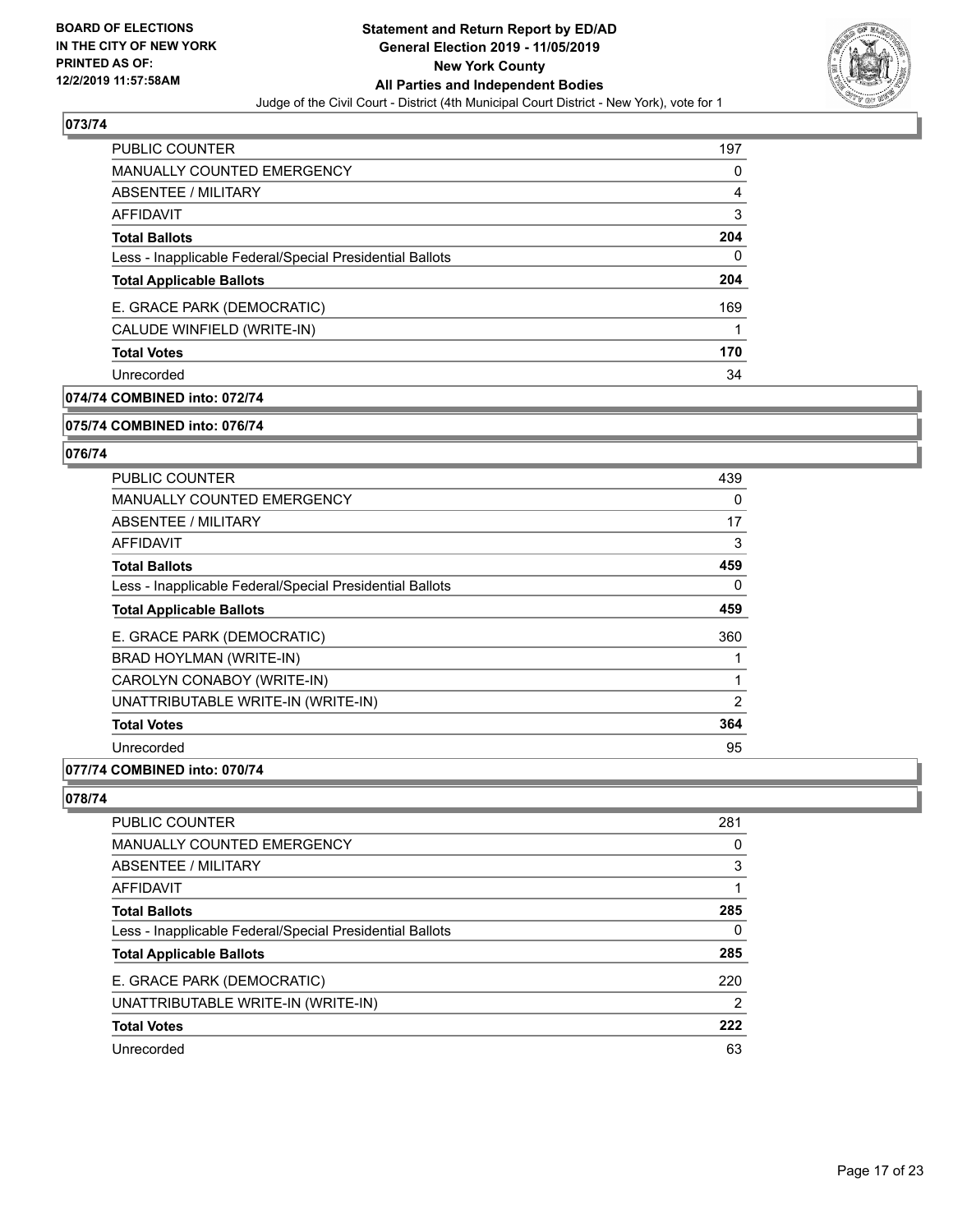## 073/74

| | |
|---|---|
| PUBLIC COUNTER | 197 |
| MANUALLY COUNTED EMERGENCY | 0 |
| ABSENTEE / MILITARY | 4 |
| AFFIDAVIT | 3 |
| **Total Ballots** | **204** |
| Less - Inapplicable Federal/Special Presidential Ballots | 0 |
| **Total Applicable Ballots** | **204** |
| E. GRACE PARK (DEMOCRATIC) | 169 |
| CALUDE WINFIELD (WRITE-IN) | 1 |
| **Total Votes** | **170** |
| Unrecorded | 34 |

## 074/74 COMBINED into: 072/74

## 075/74 COMBINED into: 076/74

## 076/74

| | |
|---|---|
| PUBLIC COUNTER | 439 |
| MANUALLY COUNTED EMERGENCY | 0 |
| ABSENTEE / MILITARY | 17 |
| AFFIDAVIT | 3 |
| **Total Ballots** | **459** |
| Less - Inapplicable Federal/Special Presidential Ballots | 0 |
| **Total Applicable Ballots** | **459** |
| E. GRACE PARK (DEMOCRATIC) | 360 |
| BRAD HOYLMAN (WRITE-IN) | 1 |
| CAROLYN CONABOY (WRITE-IN) | 1 |
| UNATTRIBUTABLE WRITE-IN (WRITE-IN) | 2 |
| **Total Votes** | **364** |
| Unrecorded | 95 |

## 077/74 COMBINED into: 070/74

## 078/74

| | |
|---|---|
| PUBLIC COUNTER | 281 |
| MANUALLY COUNTED EMERGENCY | 0 |
| ABSENTEE / MILITARY | 3 |
| AFFIDAVIT | 1 |
| **Total Ballots** | **285** |
| Less - Inapplicable Federal/Special Presidential Ballots | 0 |
| **Total Applicable Ballots** | **285** |
| E. GRACE PARK (DEMOCRATIC) | 220 |
| UNATTRIBUTABLE WRITE-IN (WRITE-IN) | 2 |
| **Total Votes** | **222** |
| Unrecorded | 63 |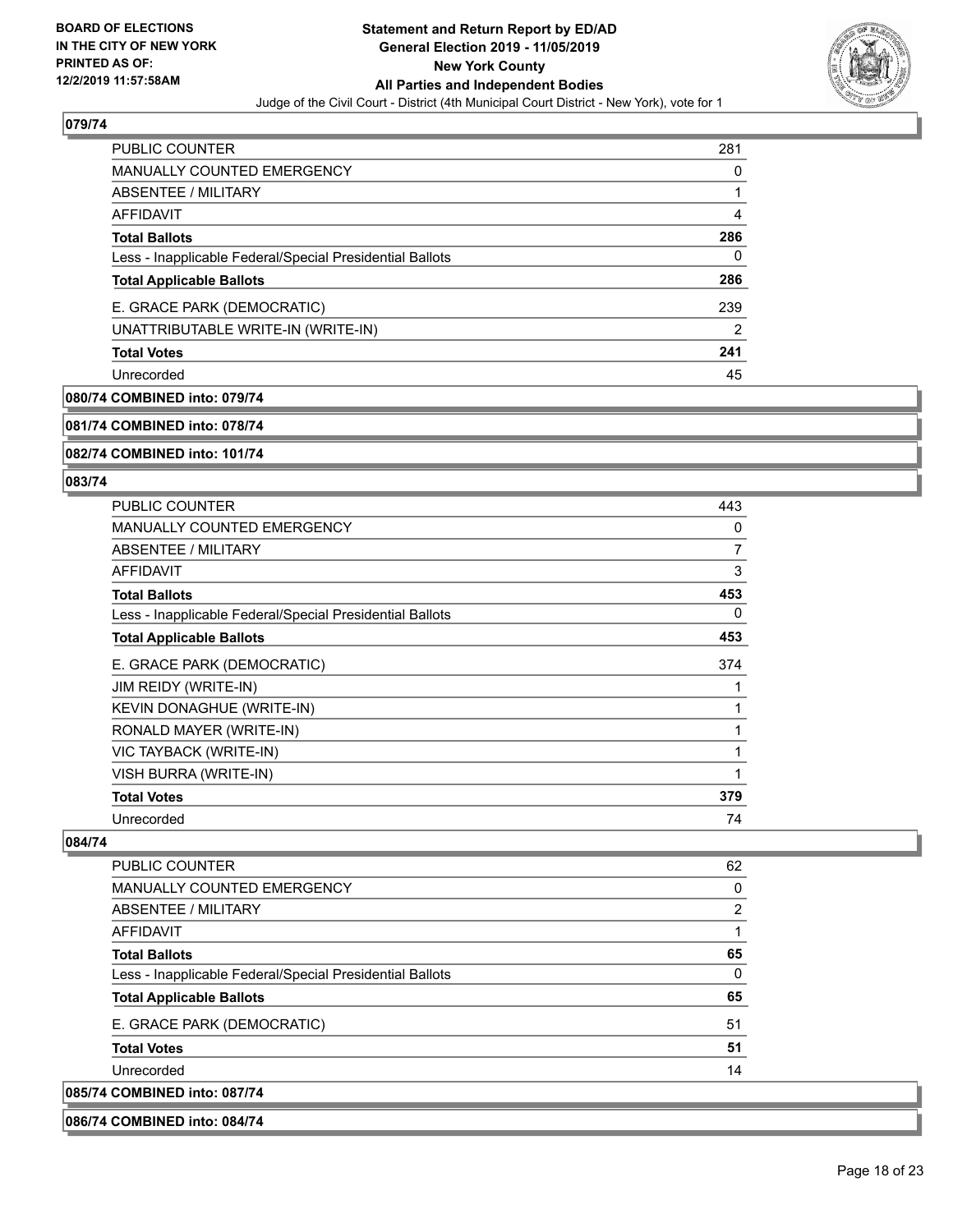## 079/74

| | |
|---|---|
| PUBLIC COUNTER | 281 |
| MANUALLY COUNTED EMERGENCY | 0 |
| ABSENTEE / MILITARY | 1 |
| AFFIDAVIT | 4 |
| **Total Ballots** | **286** |
| Less - Inapplicable Federal/Special Presidential Ballots | 0 |
| **Total Applicable Ballots** | **286** |
| E. GRACE PARK (DEMOCRATIC) | 239 |
| UNATTRIBUTABLE WRITE-IN (WRITE-IN) | 2 |
| **Total Votes** | **241** |
| Unrecorded | 45 |

**080/74 COMBINED into: 079/74**

**081/74 COMBINED into: 078/74**

**082/74 COMBINED into: 101/74**

## 083/74

| | |
|---|---|
| PUBLIC COUNTER | 443 |
| MANUALLY COUNTED EMERGENCY | 0 |
| ABSENTEE / MILITARY | 7 |
| AFFIDAVIT | 3 |
| **Total Ballots** | **453** |
| Less - Inapplicable Federal/Special Presidential Ballots | 0 |
| **Total Applicable Ballots** | **453** |
| E. GRACE PARK (DEMOCRATIC) | 374 |
| JIM REIDY (WRITE-IN) | 1 |
| KEVIN DONAGHUE (WRITE-IN) | 1 |
| RONALD MAYER (WRITE-IN) | 1 |
| VIC TAYBACK (WRITE-IN) | 1 |
| VISH BURRA (WRITE-IN) | 1 |
| **Total Votes** | **379** |
| Unrecorded | 74 |

## 084/74

| | |
|---|---|
| PUBLIC COUNTER | 62 |
| MANUALLY COUNTED EMERGENCY | 0 |
| ABSENTEE / MILITARY | 2 |
| AFFIDAVIT | 1 |
| **Total Ballots** | **65** |
| Less - Inapplicable Federal/Special Presidential Ballots | 0 |
| **Total Applicable Ballots** | **65** |
| E. GRACE PARK (DEMOCRATIC) | 51 |
| **Total Votes** | **51** |
| Unrecorded | 14 |

**085/74 COMBINED into: 087/74**

**086/74 COMBINED into: 084/74**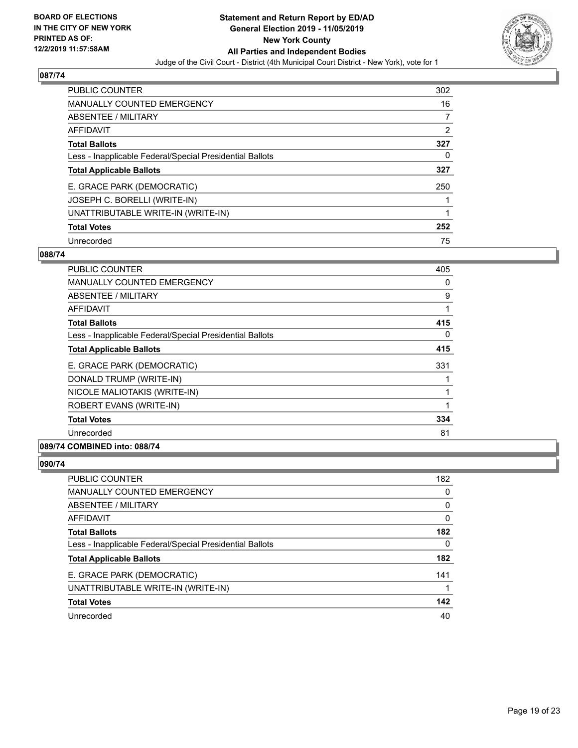**BOARD OF ELECTIONS IN THE CITY OF NEW YORK PRINTED AS OF: 12/2/2019 11:57:58AM**

# Statement and Return Report by ED/AD
## General Election 2019 - 11/05/2019
## New York County
## All Parties and Independent Bodies

Judge of the Civil Court - District (4th Municipal Court District - New York), vote for 1

### 087/74

| | |
|---|---|
| PUBLIC COUNTER | 302 |
| MANUALLY COUNTED EMERGENCY | 16 |
| ABSENTEE / MILITARY | 7 |
| AFFIDAVIT | 2 |
| **Total Ballots** | **327** |
| Less - Inapplicable Federal/Special Presidential Ballots | 0 |
| **Total Applicable Ballots** | **327** |
| E. GRACE PARK (DEMOCRATIC) | 250 |
| JOSEPH C. BORELLI (WRITE-IN) | 1 |
| UNATTRIBUTABLE WRITE-IN (WRITE-IN) | 1 |
| **Total Votes** | **252** |
| Unrecorded | 75 |

### 088/74

| | |
|---|---|
| PUBLIC COUNTER | 405 |
| MANUALLY COUNTED EMERGENCY | 0 |
| ABSENTEE / MILITARY | 9 |
| AFFIDAVIT | 1 |
| **Total Ballots** | **415** |
| Less - Inapplicable Federal/Special Presidential Ballots | 0 |
| **Total Applicable Ballots** | **415** |
| E. GRACE PARK (DEMOCRATIC) | 331 |
| DONALD TRUMP (WRITE-IN) | 1 |
| NICOLE MALIOTAKIS (WRITE-IN) | 1 |
| ROBERT EVANS (WRITE-IN) | 1 |
| **Total Votes** | **334** |
| Unrecorded | 81 |

### 089/74 COMBINED into: 088/74

### 090/74

| | |
|---|---|
| PUBLIC COUNTER | 182 |
| MANUALLY COUNTED EMERGENCY | 0 |
| ABSENTEE / MILITARY | 0 |
| AFFIDAVIT | 0 |
| **Total Ballots** | **182** |
| Less - Inapplicable Federal/Special Presidential Ballots | 0 |
| **Total Applicable Ballots** | **182** |
| E. GRACE PARK (DEMOCRATIC) | 141 |
| UNATTRIBUTABLE WRITE-IN (WRITE-IN) | 1 |
| **Total Votes** | **142** |
| Unrecorded | 40 |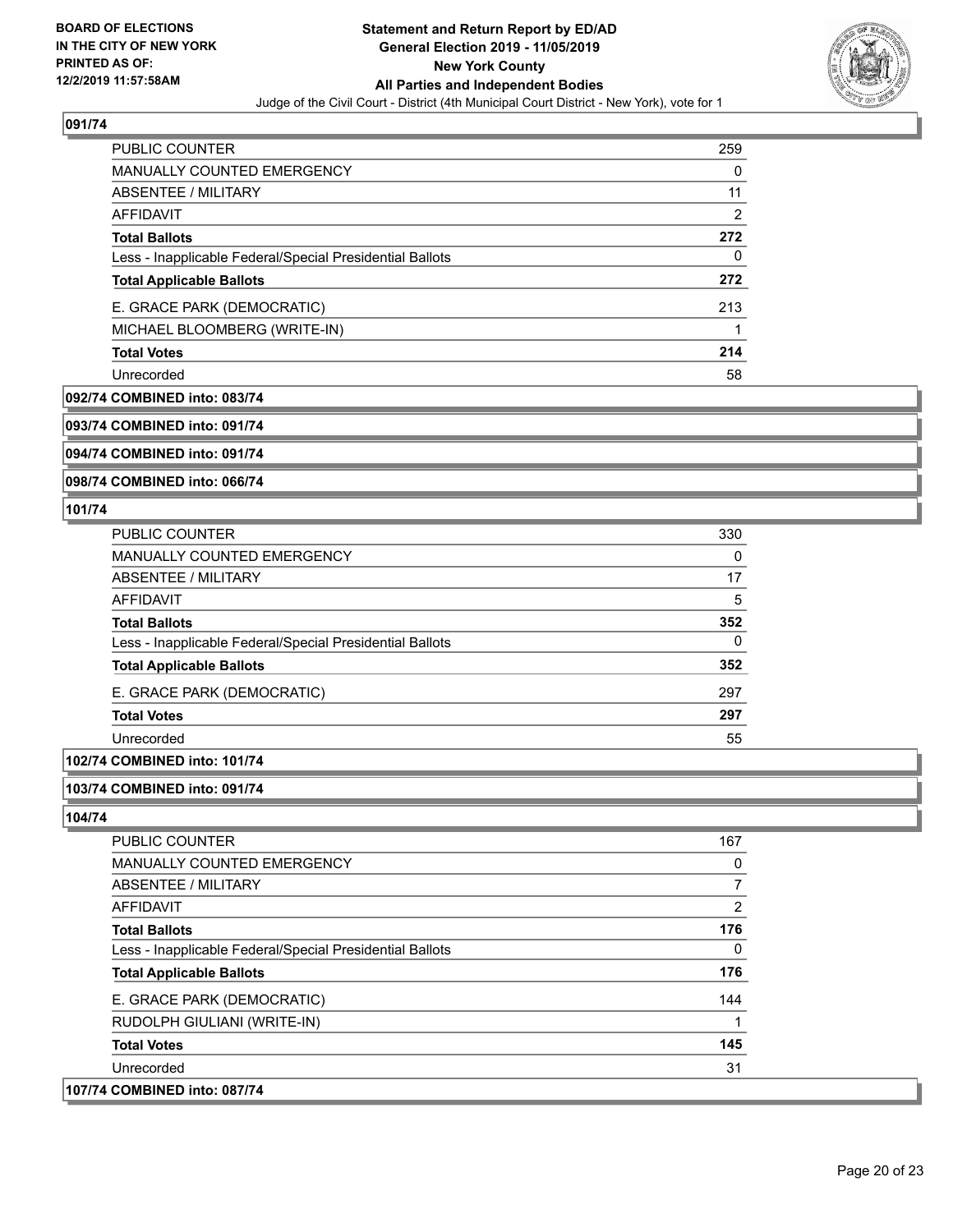### 091/74

| | |
|---|---|
| PUBLIC COUNTER | 259 |
| MANUALLY COUNTED EMERGENCY | 0 |
| ABSENTEE / MILITARY | 11 |
| AFFIDAVIT | 2 |
| **Total Ballots** | **272** |
| Less - Inapplicable Federal/Special Presidential Ballots | 0 |
| **Total Applicable Ballots** | **272** |
| E. GRACE PARK (DEMOCRATIC) | 213 |
| MICHAEL BLOOMBERG (WRITE-IN) | 1 |
| **Total Votes** | **214** |
| Unrecorded | 58 |

### 092/74 COMBINED into: 083/74

### 093/74 COMBINED into: 091/74

### 094/74 COMBINED into: 091/74

### 098/74 COMBINED into: 066/74

### 101/74

| | |
|---|---|
| PUBLIC COUNTER | 330 |
| MANUALLY COUNTED EMERGENCY | 0 |
| ABSENTEE / MILITARY | 17 |
| AFFIDAVIT | 5 |
| **Total Ballots** | **352** |
| Less - Inapplicable Federal/Special Presidential Ballots | 0 |
| **Total Applicable Ballots** | **352** |
| E. GRACE PARK (DEMOCRATIC) | 297 |
| **Total Votes** | **297** |
| Unrecorded | 55 |

### 102/74 COMBINED into: 101/74

### 103/74 COMBINED into: 091/74

### 104/74

| | |
|---|---|
| PUBLIC COUNTER | 167 |
| MANUALLY COUNTED EMERGENCY | 0 |
| ABSENTEE / MILITARY | 7 |
| AFFIDAVIT | 2 |
| **Total Ballots** | **176** |
| Less - Inapplicable Federal/Special Presidential Ballots | 0 |
| **Total Applicable Ballots** | **176** |
| E. GRACE PARK (DEMOCRATIC) | 144 |
| RUDOLPH GIULIANI (WRITE-IN) | 1 |
| **Total Votes** | **145** |
| Unrecorded | 31 |

### 107/74 COMBINED into: 087/74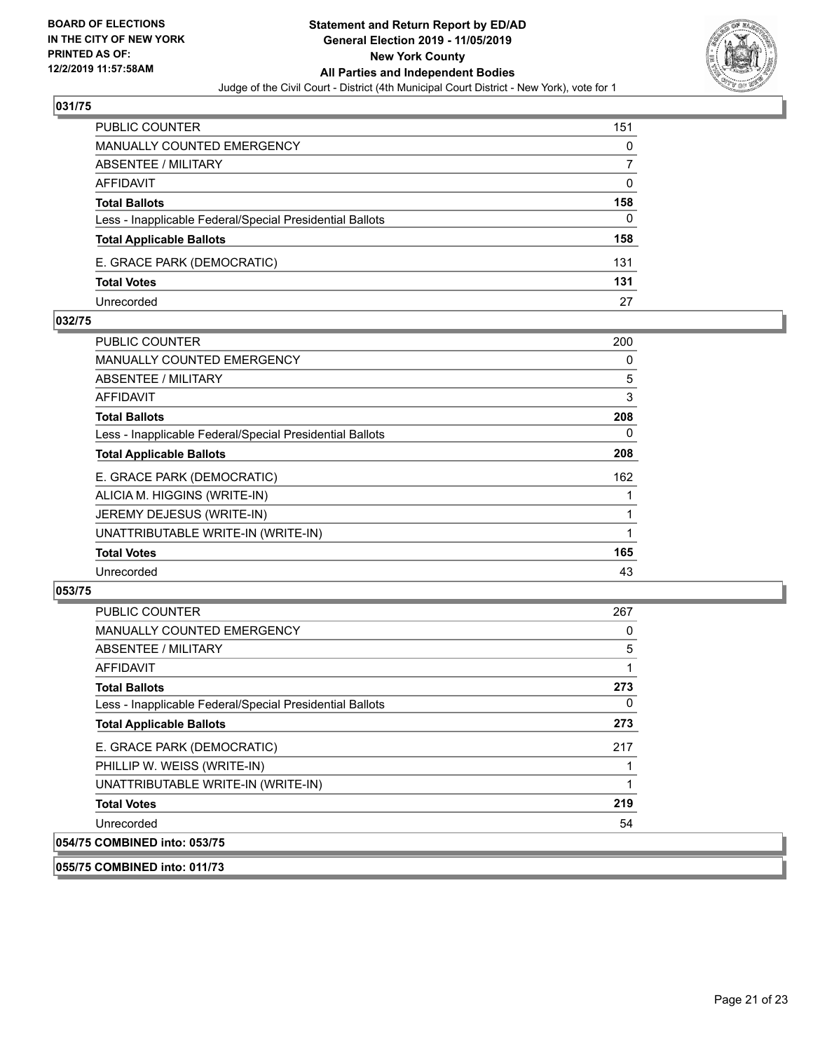## 031/75

| | |
|---|---|
| PUBLIC COUNTER | 151 |
| MANUALLY COUNTED EMERGENCY | 0 |
| ABSENTEE / MILITARY | 7 |
| AFFIDAVIT | 0 |
| **Total Ballots** | **158** |
| Less - Inapplicable Federal/Special Presidential Ballots | 0 |
| **Total Applicable Ballots** | **158** |
| E. GRACE PARK (DEMOCRATIC) | 131 |
| **Total Votes** | **131** |
| Unrecorded | 27 |

## 032/75

| | |
|---|---|
| PUBLIC COUNTER | 200 |
| MANUALLY COUNTED EMERGENCY | 0 |
| ABSENTEE / MILITARY | 5 |
| AFFIDAVIT | 3 |
| **Total Ballots** | **208** |
| Less - Inapplicable Federal/Special Presidential Ballots | 0 |
| **Total Applicable Ballots** | **208** |
| E. GRACE PARK (DEMOCRATIC) | 162 |
| ALICIA M. HIGGINS (WRITE-IN) | 1 |
| JEREMY DEJESUS (WRITE-IN) | 1 |
| UNATTRIBUTABLE WRITE-IN (WRITE-IN) | 1 |
| **Total Votes** | **165** |
| Unrecorded | 43 |

## 053/75

| | |
|---|---|
| PUBLIC COUNTER | 267 |
| MANUALLY COUNTED EMERGENCY | 0 |
| ABSENTEE / MILITARY | 5 |
| AFFIDAVIT | 1 |
| **Total Ballots** | **273** |
| Less - Inapplicable Federal/Special Presidential Ballots | 0 |
| **Total Applicable Ballots** | **273** |
| E. GRACE PARK (DEMOCRATIC) | 217 |
| PHILLIP W. WEISS (WRITE-IN) | 1 |
| UNATTRIBUTABLE WRITE-IN (WRITE-IN) | 1 |
| **Total Votes** | **219** |
| Unrecorded | 54 |

## 054/75 COMBINED into: 053/75

## 055/75 COMBINED into: 011/73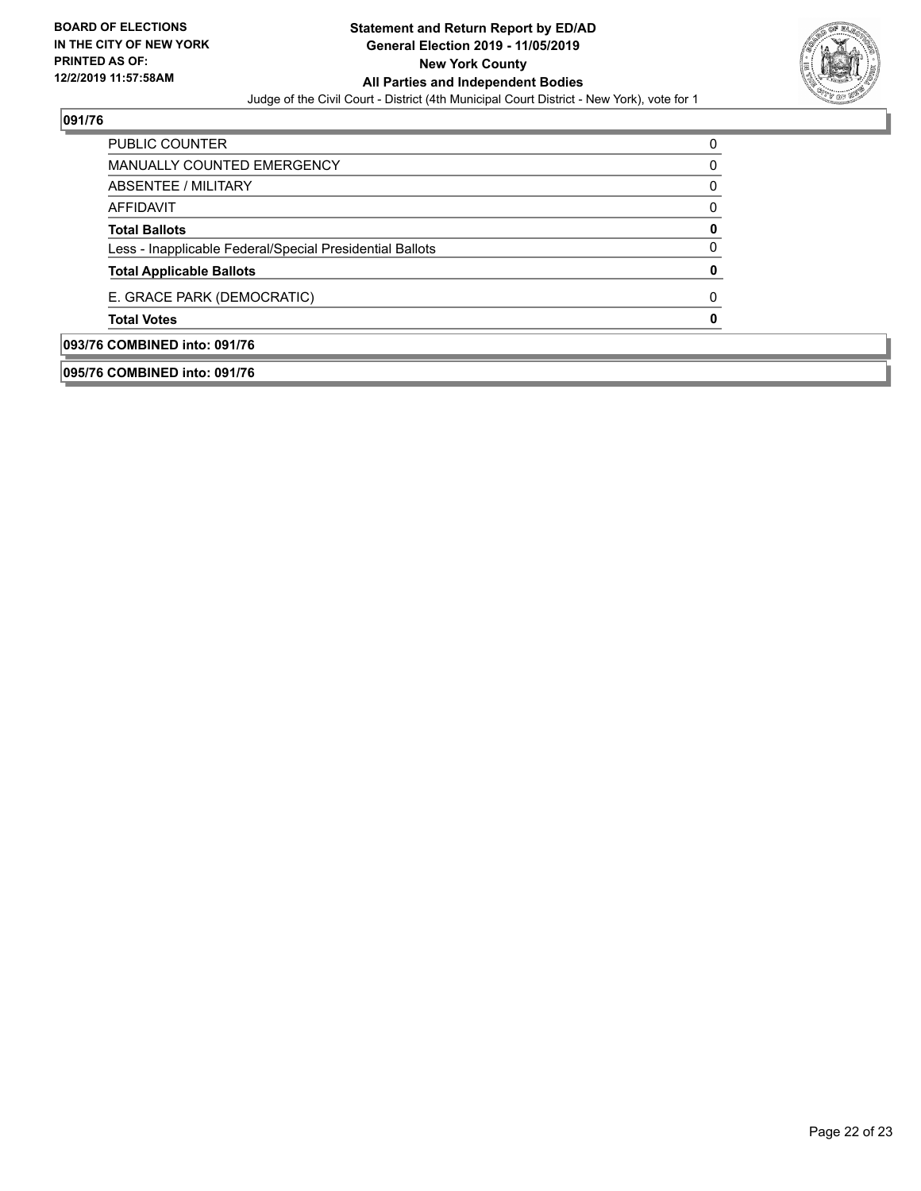**BOARD OF ELECTIONS IN THE CITY OF NEW YORK PRINTED AS OF: 12/2/2019 11:57:58AM**

**Statement and Return Report by ED/AD**
**General Election 2019 - 11/05/2019**
**New York County**
**All Parties and Independent Bodies**
Judge of the Civil Court - District (4th Municipal Court District - New York), vote for 1

## 091/76

| | |
|---|---|
| PUBLIC COUNTER | 0 |
| MANUALLY COUNTED EMERGENCY | 0 |
| ABSENTEE / MILITARY | 0 |
| AFFIDAVIT | 0 |
| **Total Ballots** | **0** |
| Less - Inapplicable Federal/Special Presidential Ballots | 0 |
| **Total Applicable Ballots** | **0** |
| E. GRACE PARK (DEMOCRATIC) | 0 |
| **Total Votes** | **0** |

## 093/76 COMBINED into: 091/76

## 095/76 COMBINED into: 091/76